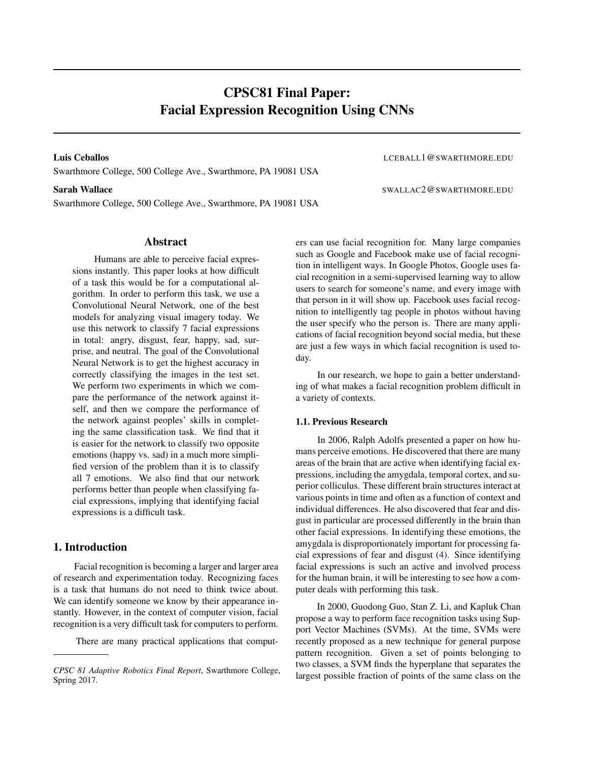# CPSC81 Final Paper: Facial Expression Recognition Using CNNs

**Luis Ceballos** LCEBALL1@SWARTHMORE.EDU
Swarthmore College, 500 College Ave., Swarthmore, PA 19081 USA

**Sarah Wallace** SWALLAC2@SWARTHMORE.EDU
Swarthmore College, 500 College Ave., Swarthmore, PA 19081 USA

## Abstract

Humans are able to perceive facial expressions instantly. This paper looks at how difficult of a task this would be for a computational algorithm. In order to perform this task, we use a Convolutional Neural Network, one of the best models for analyzing visual imagery today. We use this network to classify 7 facial expressions in total: angry, disgust, fear, happy, sad, surprise, and neutral. The goal of the Convolutional Neural Network is to get the highest accuracy in correctly classifying the images in the test set. We perform two experiments in which we compare the performance of the network against itself, and then we compare the performance of the network against peoples' skills in completing the same classification task. We find that it is easier for the network to classify two opposite emotions (happy vs. sad) in a much more simplified version of the problem than it is to classify all 7 emotions. We also find that our network performs better than people when classifying facial expressions, implying that identifying facial expressions is a difficult task.

## 1. Introduction

Facial recognition is becoming a larger and larger area of research and experimentation today. Recognizing faces is a task that humans do not need to think twice about. We can identify someone we know by their appearance instantly. However, in the context of computer vision, facial recognition is a very difficult task for computers to perform.

There are many practical applications that computers can use facial recognition for. Many large companies such as Google and Facebook make use of facial recognition in intelligent ways. In Google Photos, Google uses facial recognition in a semi-supervised learning way to allow users to search for someone's name, and every image with that person in it will show up. Facebook uses facial recognition to intelligently tag people in photos without having the user specify who the person is. There are many applications of facial recognition beyond social media, but these are just a few ways in which facial recognition is used today.

In our research, we hope to gain a better understanding of what makes a facial recognition problem difficult in a variety of contexts.

### 1.1. Previous Research

In 2006, Ralph Adolfs presented a paper on how humans perceive emotions. He discovered that there are many areas of the brain that are active when identifying facial expressions, including the amygdala, temporal cortex, and superior colliculus. These different brain structures interact at various points in time and often as a function of context and individual differences. He also discovered that fear and disgust in particular are processed differently in the brain than other facial expressions. In identifying these emotions, the amygdala is disproportionately important for processing facial expressions of fear and disgust (4). Since identifying facial expressions is such an active and involved process for the human brain, it will be interesting to see how a computer deals with performing this task.

In 2000, Guodong Guo, Stan Z. Li, and Kapluk Chan propose a way to perform face recognition tasks using Support Vector Machines (SVMs). At the time, SVMs were recently proposed as a new technique for general purpose pattern recognition. Given a set of points belonging to two classes, a SVM finds the hyperplane that separates the largest possible fraction of points of the same class on the

---

*CPSC 81 Adaptive Robotics Final Report*, Swarthmore College, Spring 2017.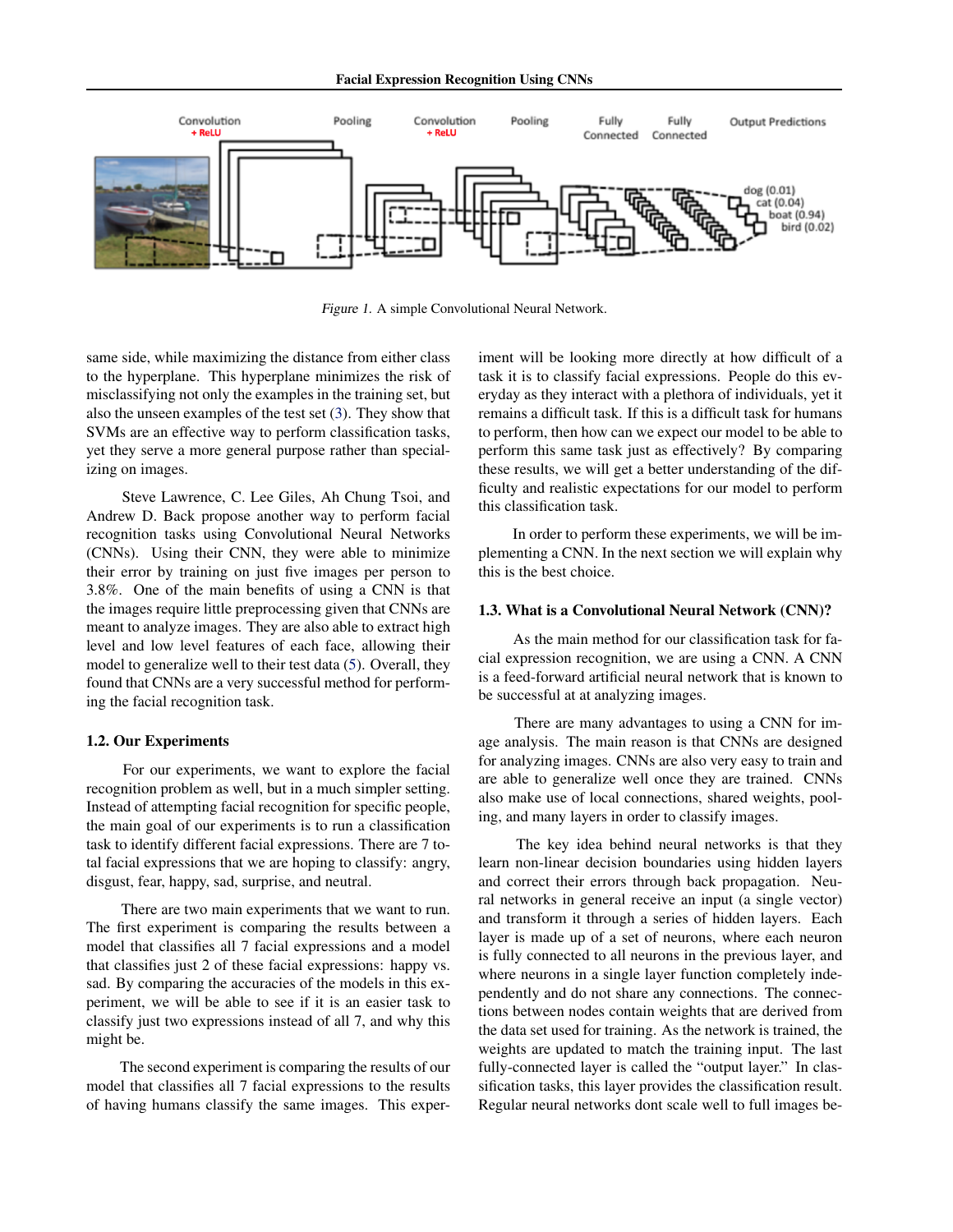Convolution
+ ReLU
Pooling
Convolution
+ ReLU
Pooling
Fully Connected
Fully Connected
Output Predictions
dog (0.01)
cat (0.04)
boat (0.94)
bird (0.02)

*Figure 1.* A simple Convolutional Neural Network.

same side, while maximizing the distance from either class to the hyperplane. This hyperplane minimizes the risk of misclassifying not only the examples in the training set, but also the unseen examples of the test set (3). They show that SVMs are an effective way to perform classification tasks, yet they serve a more general purpose rather than specializing on images.

Steve Lawrence, C. Lee Giles, Ah Chung Tsoi, and Andrew D. Back propose another way to perform facial recognition tasks using Convolutional Neural Networks (CNNs). Using their CNN, they were able to minimize their error by training on just five images per person to 3.8%. One of the main benefits of using a CNN is that the images require little preprocessing given that CNNs are meant to analyze images. They are also able to extract high level and low level features of each face, allowing their model to generalize well to their test data (5). Overall, they found that CNNs are a very successful method for performing the facial recognition task.

### 1.2. Our Experiments

For our experiments, we want to explore the facial recognition problem as well, but in a much simpler setting. Instead of attempting facial recognition for specific people, the main goal of our experiments is to run a classification task to identify different facial expressions. There are 7 total facial expressions that we are hoping to classify: angry, disgust, fear, happy, sad, surprise, and neutral.

There are two main experiments that we want to run. The first experiment is comparing the results between a model that classifies all 7 facial expressions and a model that classifies just 2 of these facial expressions: happy vs. sad. By comparing the accuracies of the models in this experiment, we will be able to see if it is an easier task to classify just two expressions instead of all 7, and why this might be.

The second experiment is comparing the results of our model that classifies all 7 facial expressions to the results of having humans classify the same images. This experiment will be looking more directly at how difficult of a task it is to classify facial expressions. People do this everyday as they interact with a plethora of individuals, yet it remains a difficult task. If this is a difficult task for humans to perform, then how can we expect our model to be able to perform this same task just as effectively? By comparing these results, we will get a better understanding of the difficulty and realistic expectations for our model to perform this classification task.

In order to perform these experiments, we will be implementing a CNN. In the next section we will explain why this is the best choice.

### 1.3. What is a Convolutional Neural Network (CNN)?

As the main method for our classification task for facial expression recognition, we are using a CNN. A CNN is a feed-forward artificial neural network that is known to be successful at at analyzing images.

There are many advantages to using a CNN for image analysis. The main reason is that CNNs are designed for analyzing images. CNNs are also very easy to train and are able to generalize well once they are trained. CNNs also make use of local connections, shared weights, pooling, and many layers in order to classify images.

The key idea behind neural networks is that they learn non-linear decision boundaries using hidden layers and correct their errors through back propagation. Neural networks in general receive an input (a single vector) and transform it through a series of hidden layers. Each layer is made up of a set of neurons, where each neuron is fully connected to all neurons in the previous layer, and where neurons in a single layer function completely independently and do not share any connections. The connections between nodes contain weights that are derived from the data set used for training. As the network is trained, the weights are updated to match the training input. The last fully-connected layer is called the "output layer." In classification tasks, this layer provides the classification result. Regular neural networks dont scale well to full images be-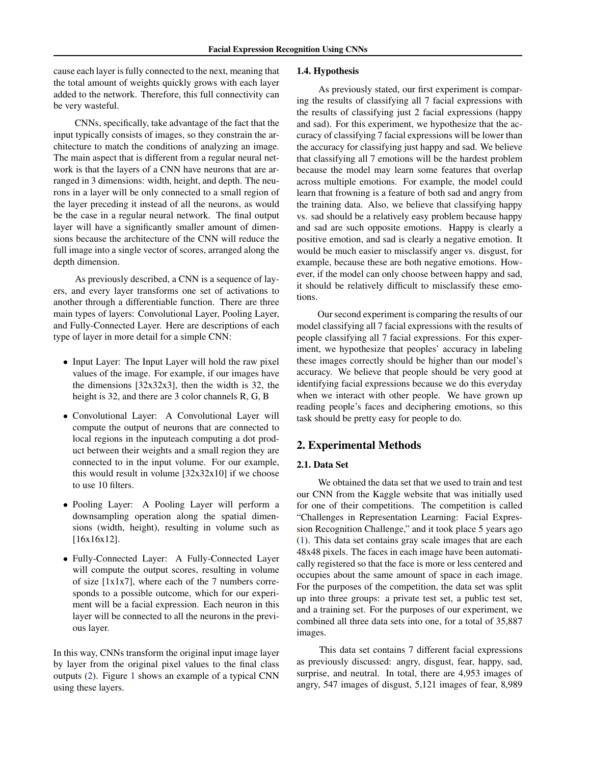cause each layer is fully connected to the next, meaning that the total amount of weights quickly grows with each layer added to the network. Therefore, this full connectivity can be very wasteful.

CNNs, specifically, take advantage of the fact that the input typically consists of images, so they constrain the architecture to match the conditions of analyzing an image. The main aspect that is different from a regular neural network is that the layers of a CNN have neurons that are arranged in 3 dimensions: width, height, and depth. The neurons in a layer will be only connected to a small region of the layer preceding it instead of all the neurons, as would be the case in a regular neural network. The final output layer will have a significantly smaller amount of dimensions because the architecture of the CNN will reduce the full image into a single vector of scores, arranged along the depth dimension.

As previously described, a CNN is a sequence of layers, and every layer transforms one set of activations to another through a differentiable function. There are three main types of layers: Convolutional Layer, Pooling Layer, and Fully-Connected Layer. Here are descriptions of each type of layer in more detail for a simple CNN:

- Input Layer: The Input Layer will hold the raw pixel values of the image. For example, if our images have the dimensions [32x32x3], then the width is 32, the height is 32, and there are 3 color channels R, G, B
- Convolutional Layer: A Convolutional Layer will compute the output of neurons that are connected to local regions in the inputeach computing a dot product between their weights and a small region they are connected to in the input volume. For our example, this would result in volume [32x32x10] if we choose to use 10 filters.
- Pooling Layer: A Pooling Layer will perform a downsampling operation along the spatial dimensions (width, height), resulting in volume such as [16x16x12].
- Fully-Connected Layer: A Fully-Connected Layer will compute the output scores, resulting in volume of size [1x1x7], where each of the 7 numbers corresponds to a possible outcome, which for our experiment will be a facial expression. Each neuron in this layer will be connected to all the neurons in the previous layer.

In this way, CNNs transform the original input image layer by layer from the original pixel values to the final class outputs (2). Figure 1 shows an example of a typical CNN using these layers.

### 1.4. Hypothesis

As previously stated, our first experiment is comparing the results of classifying all 7 facial expressions with the results of classifying just 2 facial expressions (happy and sad). For this experiment, we hypothesize that the accuracy of classifying 7 facial expressions will be lower than the accuracy for classifying just happy and sad. We believe that classifying all 7 emotions will be the hardest problem because the model may learn some features that overlap across multiple emotions. For example, the model could learn that frowning is a feature of both sad and angry from the training data. Also, we believe that classifying happy vs. sad should be a relatively easy problem because happy and sad are such opposite emotions. Happy is clearly a positive emotion, and sad is clearly a negative emotion. It would be much easier to misclassify anger vs. disgust, for example, because these are both negative emotions. However, if the model can only choose between happy and sad, it should be relatively difficult to misclassify these emotions.

Our second experiment is comparing the results of our model classifying all 7 facial expressions with the results of people classifying all 7 facial expressions. For this experiment, we hypothesize that peoples' accuracy in labeling these images correctly should be higher than our model's accuracy. We believe that people should be very good at identifying facial expressions because we do this everyday when we interact with other people. We have grown up reading people's faces and deciphering emotions, so this task should be pretty easy for people to do.

## 2. Experimental Methods

### 2.1. Data Set

We obtained the data set that we used to train and test our CNN from the Kaggle website that was initially used for one of their competitions. The competition is called "Challenges in Representation Learning: Facial Expression Recognition Challenge," and it took place 5 years ago (1). This data set contains gray scale images that are each 48x48 pixels. The faces in each image have been automatically registered so that the face is more or less centered and occupies about the same amount of space in each image. For the purposes of the competition, the data set was split up into three groups: a private test set, a public test set, and a training set. For the purposes of our experiment, we combined all three data sets into one, for a total of 35,887 images.

This data set contains 7 different facial expressions as previously discussed: angry, disgust, fear, happy, sad, surprise, and neutral. In total, there are 4,953 images of angry, 547 images of disgust, 5,121 images of fear, 8,989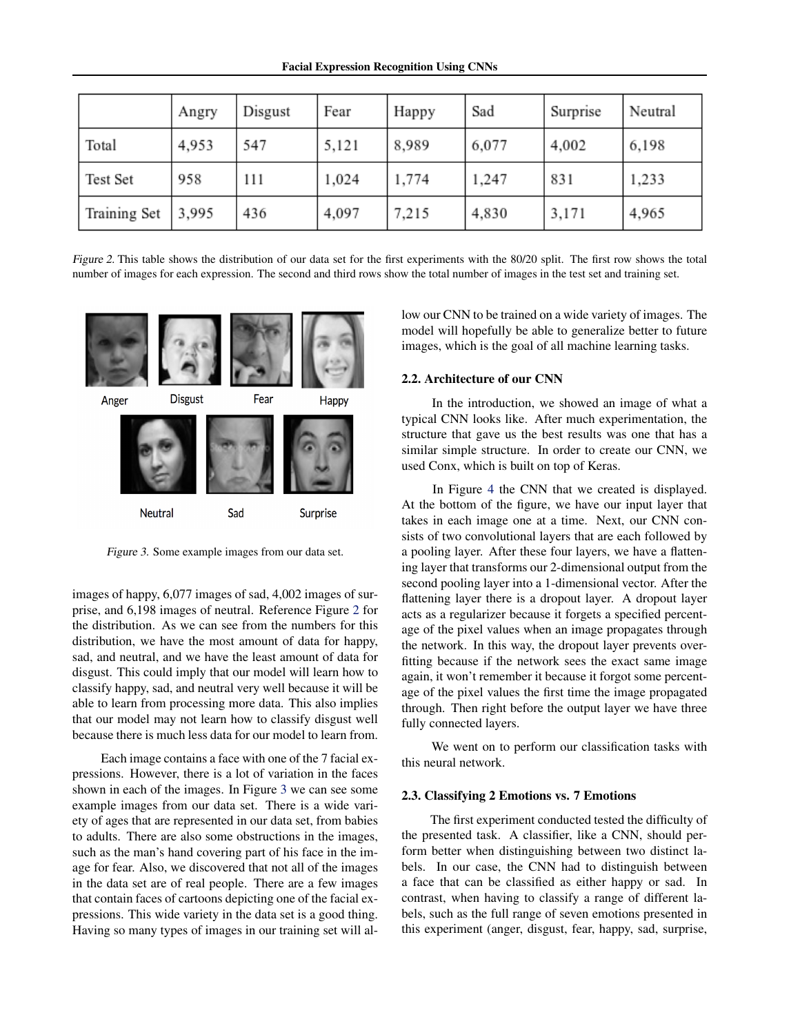|  | Angry | Disgust | Fear | Happy | Sad | Surprise | Neutral |
| --- | --- | --- | --- | --- | --- | --- | --- |
| Total | 4,953 | 547 | 5,121 | 8,989 | 6,077 | 4,002 | 6,198 |
| Test Set | 958 | 111 | 1,024 | 1,774 | 1,247 | 831 | 1,233 |
| Training Set | 3,995 | 436 | 4,097 | 7,215 | 4,830 | 3,171 | 4,965 |

*Figure 2.* This table shows the distribution of our data set for the first experiments with the 80/20 split. The first row shows the total number of images for each expression. The second and third rows show the total number of images in the test set and training set.

Anger
Disgust
Fear
Happy
Neutral
Sad
Surprise

*Figure 3.* Some example images from our data set.

images of happy, 6,077 images of sad, 4,002 images of surprise, and 6,198 images of neutral. Reference Figure 2 for the distribution. As we can see from the numbers for this distribution, we have the most amount of data for happy, sad, and neutral, and we have the least amount of data for disgust. This could imply that our model will learn how to classify happy, sad, and neutral very well because it will be able to learn from processing more data. This also implies that our model may not learn how to classify disgust well because there is much less data for our model to learn from.

Each image contains a face with one of the 7 facial expressions. However, there is a lot of variation in the faces shown in each of the images. In Figure 3 we can see some example images from our data set. There is a wide variety of ages that are represented in our data set, from babies to adults. There are also some obstructions in the images, such as the man's hand covering part of his face in the image for fear. Also, we discovered that not all of the images in the data set are of real people. There are a few images that contain faces of cartoons depicting one of the facial expressions. This wide variety in the data set is a good thing. Having so many types of images in our training set will allow our CNN to be trained on a wide variety of images. The model will hopefully be able to generalize better to future images, which is the goal of all machine learning tasks.

### 2.2. Architecture of our CNN

In the introduction, we showed an image of what a typical CNN looks like. After much experimentation, the structure that gave us the best results was one that has a similar simple structure. In order to create our CNN, we used Conx, which is built on top of Keras.

In Figure 4 the CNN that we created is displayed. At the bottom of the figure, we have our input layer that takes in each image one at a time. Next, our CNN consists of two convolutional layers that are each followed by a pooling layer. After these four layers, we have a flattening layer that transforms our 2-dimensional output from the second pooling layer into a 1-dimensional vector. After the flattening layer there is a dropout layer. A dropout layer acts as a regularizer because it forgets a specified percentage of the pixel values when an image propagates through the network. In this way, the dropout layer prevents overfitting because if the network sees the exact same image again, it won't remember it because it forgot some percentage of the pixel values the first time the image propagated through. Then right before the output layer we have three fully connected layers.

We went on to perform our classification tasks with this neural network.

### 2.3. Classifying 2 Emotions vs. 7 Emotions

The first experiment conducted tested the difficulty of the presented task. A classifier, like a CNN, should perform better when distinguishing between two distinct labels. In our case, the CNN had to distinguish between a face that can be classified as either happy or sad. In contrast, when having to classify a range of different labels, such as the full range of seven emotions presented in this experiment (anger, disgust, fear, happy, sad, surprise,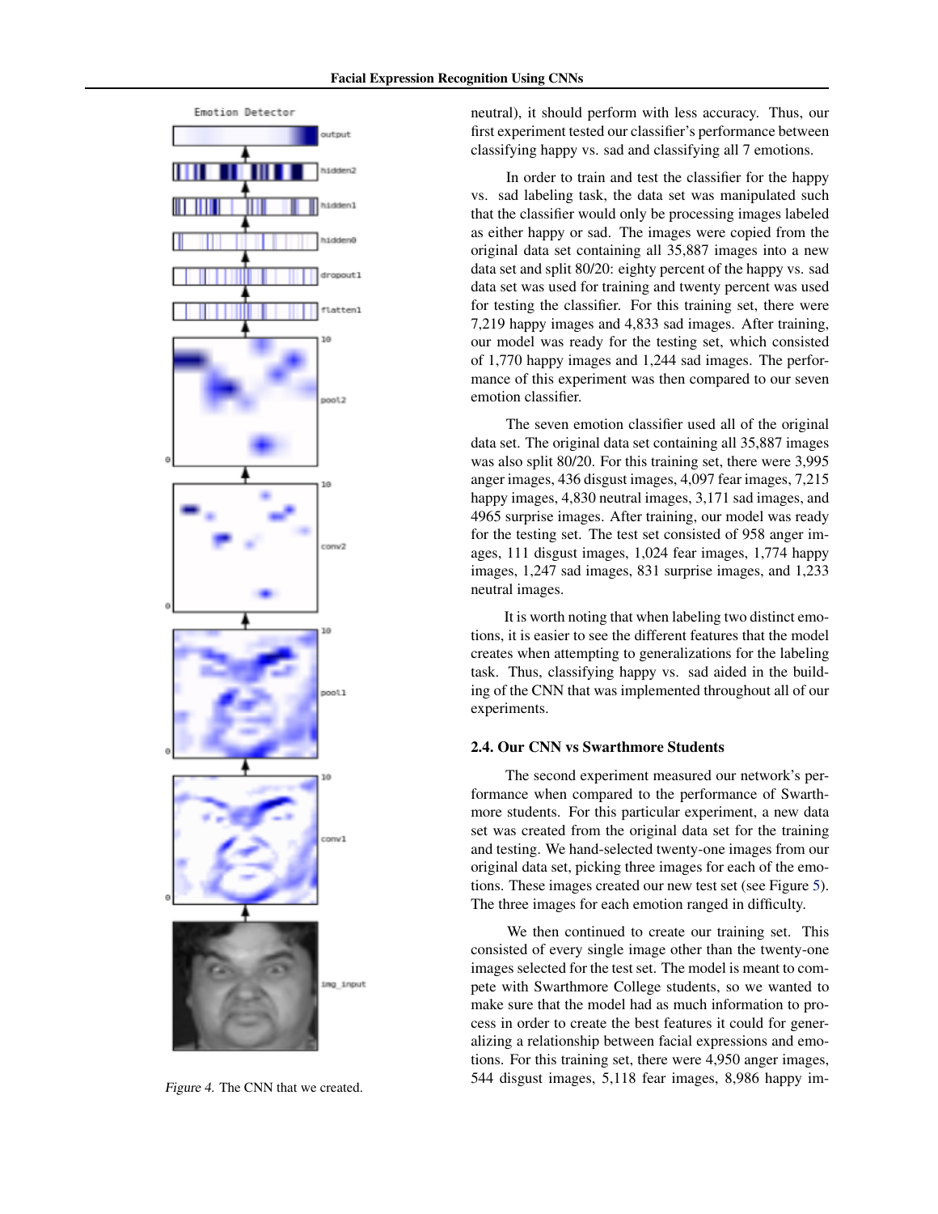Emotion Detector

output

hidden2

hidden1

hidden0

dropout1

flatten1

10

pool2

0

10

conv2

0

10

pool1

0

10

conv1

0

img_input

*Figure 4.* The CNN that we created.

neutral), it should perform with less accuracy. Thus, our first experiment tested our classifier's performance between classifying happy vs. sad and classifying all 7 emotions.

In order to train and test the classifier for the happy vs. sad labeling task, the data set was manipulated such that the classifier would only be processing images labeled as either happy or sad. The images were copied from the original data set containing all 35,887 images into a new data set and split 80/20: eighty percent of the happy vs. sad data set was used for training and twenty percent was used for testing the classifier. For this training set, there were 7,219 happy images and 4,833 sad images. After training, our model was ready for the testing set, which consisted of 1,770 happy images and 1,244 sad images. The performance of this experiment was then compared to our seven emotion classifier.

The seven emotion classifier used all of the original data set. The original data set containing all 35,887 images was also split 80/20. For this training set, there were 3,995 anger images, 436 disgust images, 4,097 fear images, 7,215 happy images, 4,830 neutral images, 3,171 sad images, and 4965 surprise images. After training, our model was ready for the testing set. The test set consisted of 958 anger images, 111 disgust images, 1,024 fear images, 1,774 happy images, 1,247 sad images, 831 surprise images, and 1,233 neutral images.

It is worth noting that when labeling two distinct emotions, it is easier to see the different features that the model creates when attempting to generalizations for the labeling task. Thus, classifying happy vs. sad aided in the building of the CNN that was implemented throughout all of our experiments.

### 2.4. Our CNN vs Swarthmore Students

The second experiment measured our network's performance when compared to the performance of Swarthmore students. For this particular experiment, a new data set was created from the original data set for the training and testing. We hand-selected twenty-one images from our original data set, picking three images for each of the emotions. These images created our new test set (see Figure 5). The three images for each emotion ranged in difficulty.

We then continued to create our training set. This consisted of every single image other than the twenty-one images selected for the test set. The model is meant to compete with Swarthmore College students, so we wanted to make sure that the model had as much information to process in order to create the best features it could for generalizing a relationship between facial expressions and emotions. For this training set, there were 4,950 anger images, 544 disgust images, 5,118 fear images, 8,986 happy im-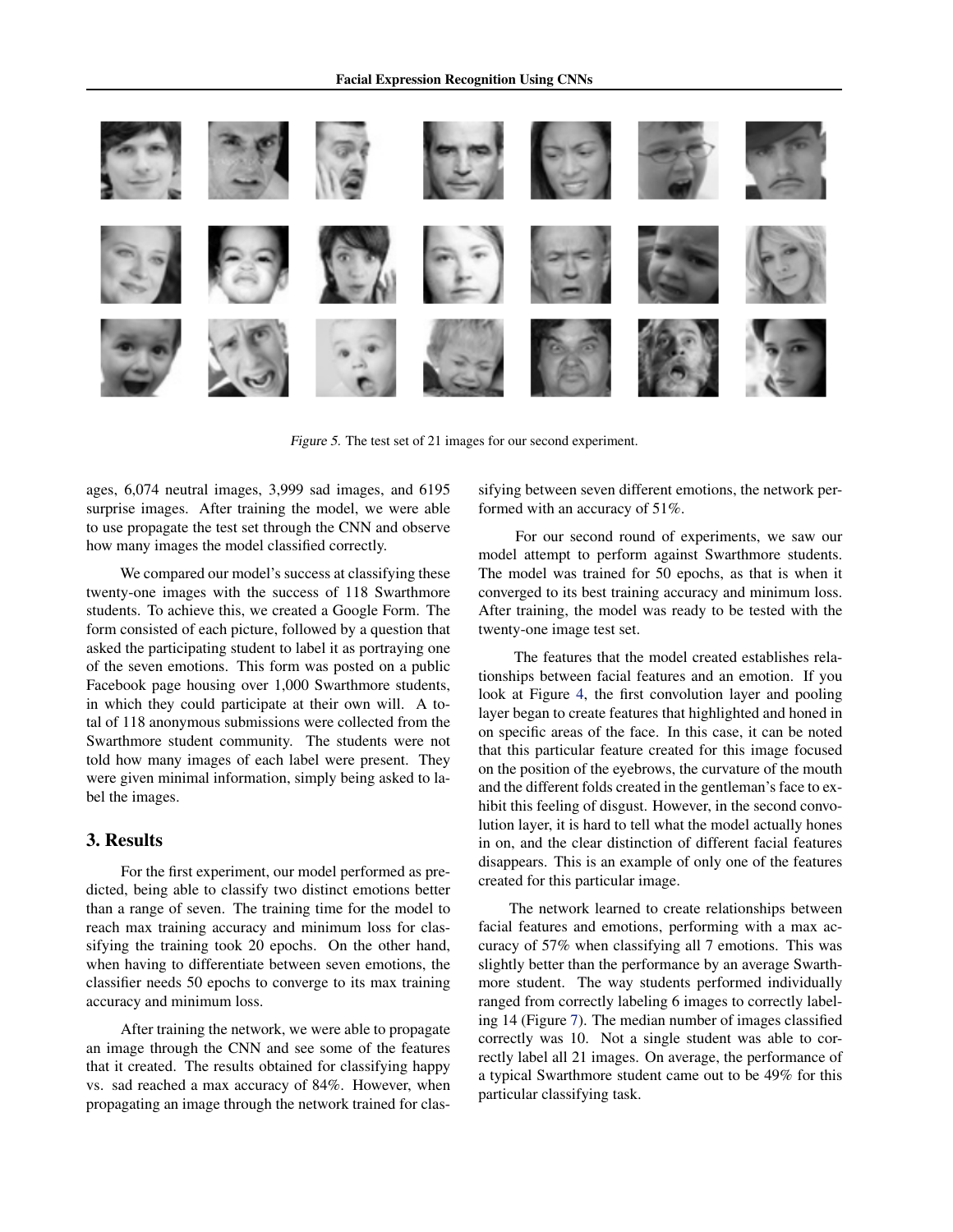Figure 5. The test set of 21 images for our second experiment.

ages, 6,074 neutral images, 3,999 sad images, and 6195 surprise images. After training the model, we were able to use propagate the test set through the CNN and observe how many images the model classified correctly.

We compared our model's success at classifying these twenty-one images with the success of 118 Swarthmore students. To achieve this, we created a Google Form. The form consisted of each picture, followed by a question that asked the participating student to label it as portraying one of the seven emotions. This form was posted on a public Facebook page housing over 1,000 Swarthmore students, in which they could participate at their own will. A total of 118 anonymous submissions were collected from the Swarthmore student community. The students were not told how many images of each label were present. They were given minimal information, simply being asked to label the images.

## 3. Results

For the first experiment, our model performed as predicted, being able to classify two distinct emotions better than a range of seven. The training time for the model to reach max training accuracy and minimum loss for classifying the training took 20 epochs. On the other hand, when having to differentiate between seven emotions, the classifier needs 50 epochs to converge to its max training accuracy and minimum loss.

After training the network, we were able to propagate an image through the CNN and see some of the features that it created. The results obtained for classifying happy vs. sad reached a max accuracy of 84%. However, when propagating an image through the network trained for classifying between seven different emotions, the network performed with an accuracy of 51%.

For our second round of experiments, we saw our model attempt to perform against Swarthmore students. The model was trained for 50 epochs, as that is when it converged to its best training accuracy and minimum loss. After training, the model was ready to be tested with the twenty-one image test set.

The features that the model created establishes relationships between facial features and an emotion. If you look at Figure 4, the first convolution layer and pooling layer began to create features that highlighted and honed in on specific areas of the face. In this case, it can be noted that this particular feature created for this image focused on the position of the eyebrows, the curvature of the mouth and the different folds created in the gentleman's face to exhibit this feeling of disgust. However, in the second convolution layer, it is hard to tell what the model actually hones in on, and the clear distinction of different facial features disappears. This is an example of only one of the features created for this particular image.

The network learned to create relationships between facial features and emotions, performing with a max accuracy of 57% when classifying all 7 emotions. This was slightly better than the performance by an average Swarthmore student. The way students performed individually ranged from correctly labeling 6 images to correctly labeling 14 (Figure 7). The median number of images classified correctly was 10. Not a single student was able to correctly label all 21 images. On average, the performance of a typical Swarthmore student came out to be 49% for this particular classifying task.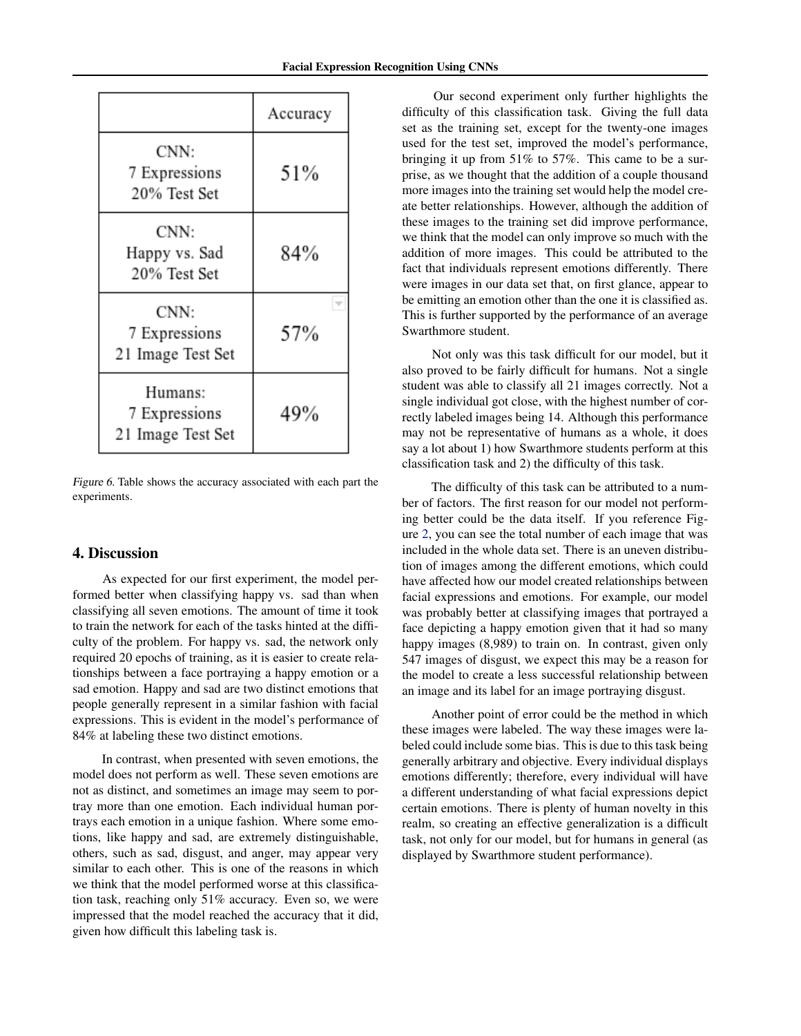| | Accuracy |
|---|---|
| CNN: 7 Expressions 20% Test Set | 51% |
| CNN: Happy vs. Sad 20% Test Set | 84% |
| CNN: 7 Expressions 21 Image Test Set | 57% |
| Humans: 7 Expressions 21 Image Test Set | 49% |

*Figure 6.* Table shows the accuracy associated with each part the experiments.

## 4. Discussion

As expected for our first experiment, the model performed better when classifying happy vs. sad than when classifying all seven emotions. The amount of time it took to train the network for each of the tasks hinted at the difficulty of the problem. For happy vs. sad, the network only required 20 epochs of training, as it is easier to create relationships between a face portraying a happy emotion or a sad emotion. Happy and sad are two distinct emotions that people generally represent in a similar fashion with facial expressions. This is evident in the model's performance of 84% at labeling these two distinct emotions.

In contrast, when presented with seven emotions, the model does not perform as well. These seven emotions are not as distinct, and sometimes an image may seem to portray more than one emotion. Each individual human portrays each emotion in a unique fashion. Where some emotions, like happy and sad, are extremely distinguishable, others, such as sad, disgust, and anger, may appear very similar to each other. This is one of the reasons in which we think that the model performed worse at this classification task, reaching only 51% accuracy. Even so, we were impressed that the model reached the accuracy that it did, given how difficult this labeling task is.

Our second experiment only further highlights the difficulty of this classification task. Giving the full data set as the training set, except for the twenty-one images used for the test set, improved the model's performance, bringing it up from 51% to 57%. This came to be a surprise, as we thought that the addition of a couple thousand more images into the training set would help the model create better relationships. However, although the addition of these images to the training set did improve performance, we think that the model can only improve so much with the addition of more images. This could be attributed to the fact that individuals represent emotions differently. There were images in our data set that, on first glance, appear to be emitting an emotion other than the one it is classified as. This is further supported by the performance of an average Swarthmore student.

Not only was this task difficult for our model, but it also proved to be fairly difficult for humans. Not a single student was able to classify all 21 images correctly. Not a single individual got close, with the highest number of correctly labeled images being 14. Although this performance may not be representative of humans as a whole, it does say a lot about 1) how Swarthmore students perform at this classification task and 2) the difficulty of this task.

The difficulty of this task can be attributed to a number of factors. The first reason for our model not performing better could be the data itself. If you reference Figure 2, you can see the total number of each image that was included in the whole data set. There is an uneven distribution of images among the different emotions, which could have affected how our model created relationships between facial expressions and emotions. For example, our model was probably better at classifying images that portrayed a face depicting a happy emotion given that it had so many happy images (8,989) to train on. In contrast, given only 547 images of disgust, we expect this may be a reason for the model to create a less successful relationship between an image and its label for an image portraying disgust.

Another point of error could be the method in which these images were labeled. The way these images were labeled could include some bias. This is due to this task being generally arbitrary and objective. Every individual displays emotions differently; therefore, every individual will have a different understanding of what facial expressions depict certain emotions. There is plenty of human novelty in this realm, so creating an effective generalization is a difficult task, not only for our model, but for humans in general (as displayed by Swarthmore student performance).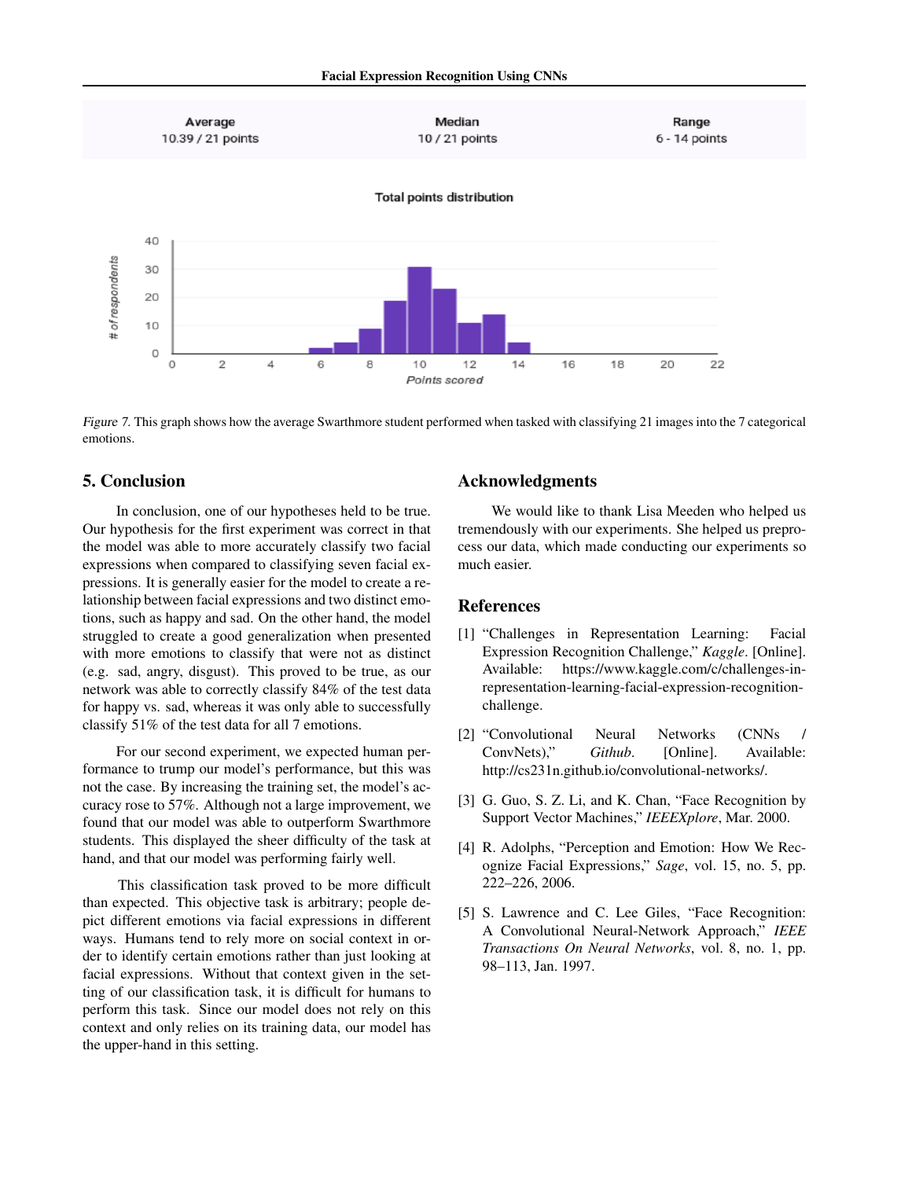Average
10.39 / 21 points

Median
10 / 21 points

Range
6 - 14 points

Total points distribution

40
30
20
10
0

\# of respondents

0 2 4 6 8 10 12 14 16 18 20 22

Points scored

*Figure 7.* This graph shows how the average Swarthmore student performed when tasked with classifying 21 images into the 7 categorical emotions.

## 5. Conclusion

In conclusion, one of our hypotheses held to be true. Our hypothesis for the first experiment was correct in that the model was able to more accurately classify two facial expressions when compared to classifying seven facial expressions. It is generally easier for the model to create a relationship between facial expressions and two distinct emotions, such as happy and sad. On the other hand, the model struggled to create a good generalization when presented with more emotions to classify that were not as distinct (e.g. sad, angry, disgust). This proved to be true, as our network was able to correctly classify 84% of the test data for happy vs. sad, whereas it was only able to successfully classify 51% of the test data for all 7 emotions.

For our second experiment, we expected human performance to trump our model's performance, but this was not the case. By increasing the training set, the model's accuracy rose to 57%. Although not a large improvement, we found that our model was able to outperform Swarthmore students. This displayed the sheer difficulty of the task at hand, and that our model was performing fairly well.

This classification task proved to be more difficult than expected. This objective task is arbitrary; people depict different emotions via facial expressions in different ways. Humans tend to rely more on social context in order to identify certain emotions rather than just looking at facial expressions. Without that context given in the setting of our classification task, it is difficult for humans to perform this task. Since our model does not rely on this context and only relies on its training data, our model has the upper-hand in this setting.

## Acknowledgments

We would like to thank Lisa Meeden who helped us tremendously with our experiments. She helped us preprocess our data, which made conducting our experiments so much easier.

## References

[1] "Challenges in Representation Learning: Facial Expression Recognition Challenge," *Kaggle*. [Online]. Available: https://www.kaggle.com/c/challenges-in-representation-learning-facial-expression-recognition-challenge.

[2] "Convolutional Neural Networks (CNNs / ConvNets)," *Github*. [Online]. Available: http://cs231n.github.io/convolutional-networks/.

[3] G. Guo, S. Z. Li, and K. Chan, "Face Recognition by Support Vector Machines," *IEEEXplore*, Mar. 2000.

[4] R. Adolphs, "Perception and Emotion: How We Recognize Facial Expressions," *Sage*, vol. 15, no. 5, pp. 222–226, 2006.

[5] S. Lawrence and C. Lee Giles, "Face Recognition: A Convolutional Neural-Network Approach," *IEEE Transactions On Neural Networks*, vol. 8, no. 1, pp. 98–113, Jan. 1997.